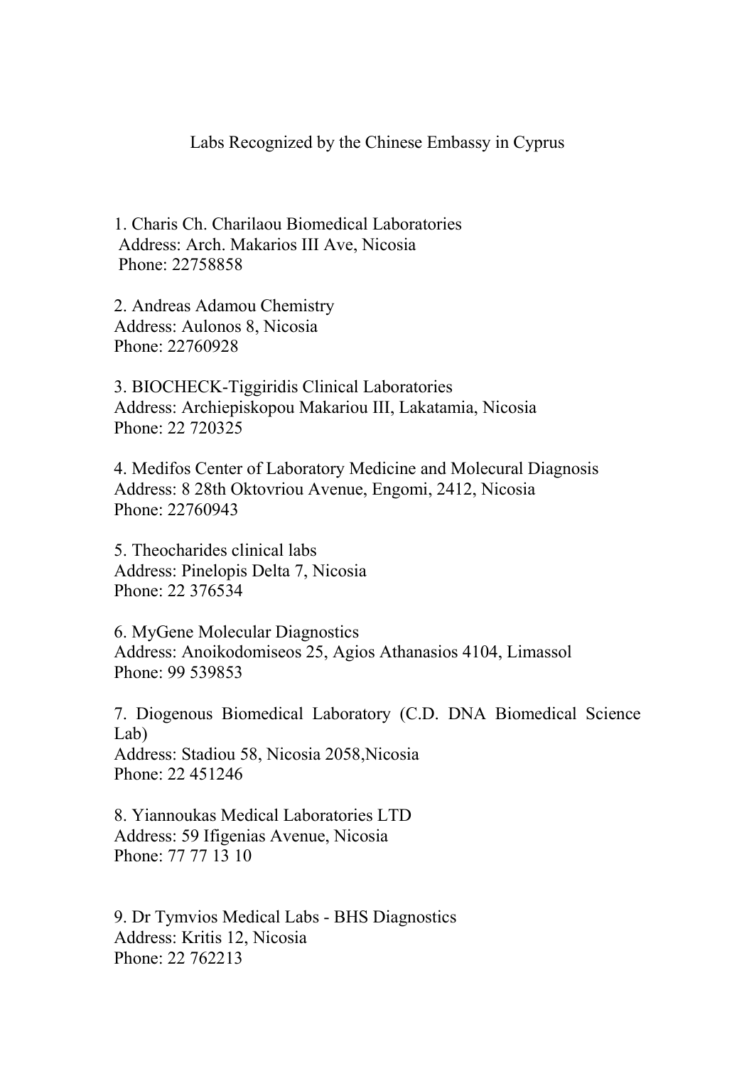# Labs Recognized by the Chinese Embassy in Cyprus

1. Charis Ch. Charilaou Biomedical Laboratories
 Address: Arch. Makarios III Ave, Nicosia
 Phone: 22758858

2. Andreas Adamou Chemistry
Address: Aulonos 8, Nicosia
Phone: 22760928

3. BIOCHECK-Tiggiridis Clinical Laboratories
Address: Archiepiskopou Makariou III, Lakatamia, Nicosia
Phone: 22 720325

4. Medifos Center of Laboratory Medicine and Molecural Diagnosis
Address: 8 28th Oktovriou Avenue, Engomi, 2412, Nicosia
Phone: 22760943

5. Theocharides clinical labs
Address: Pinelopis Delta 7, Nicosia
Phone: 22 376534

6. MyGene Molecular Diagnostics
Address: Anoikodomiseos 25, Agios Athanasios 4104, Limassol
Phone: 99 539853

7. Diogenous Biomedical Laboratory (C.D. DNA Biomedical Science Lab)
Address: Stadiou 58, Nicosia 2058,Nicosia
Phone: 22 451246

8. Yiannoukas Medical Laboratories LTD
Address: 59 Ifigenias Avenue, Nicosia
Phone: 77 77 13 10

9. Dr Tymvios Medical Labs - BHS Diagnostics
Address: Kritis 12, Nicosia
Phone: 22 762213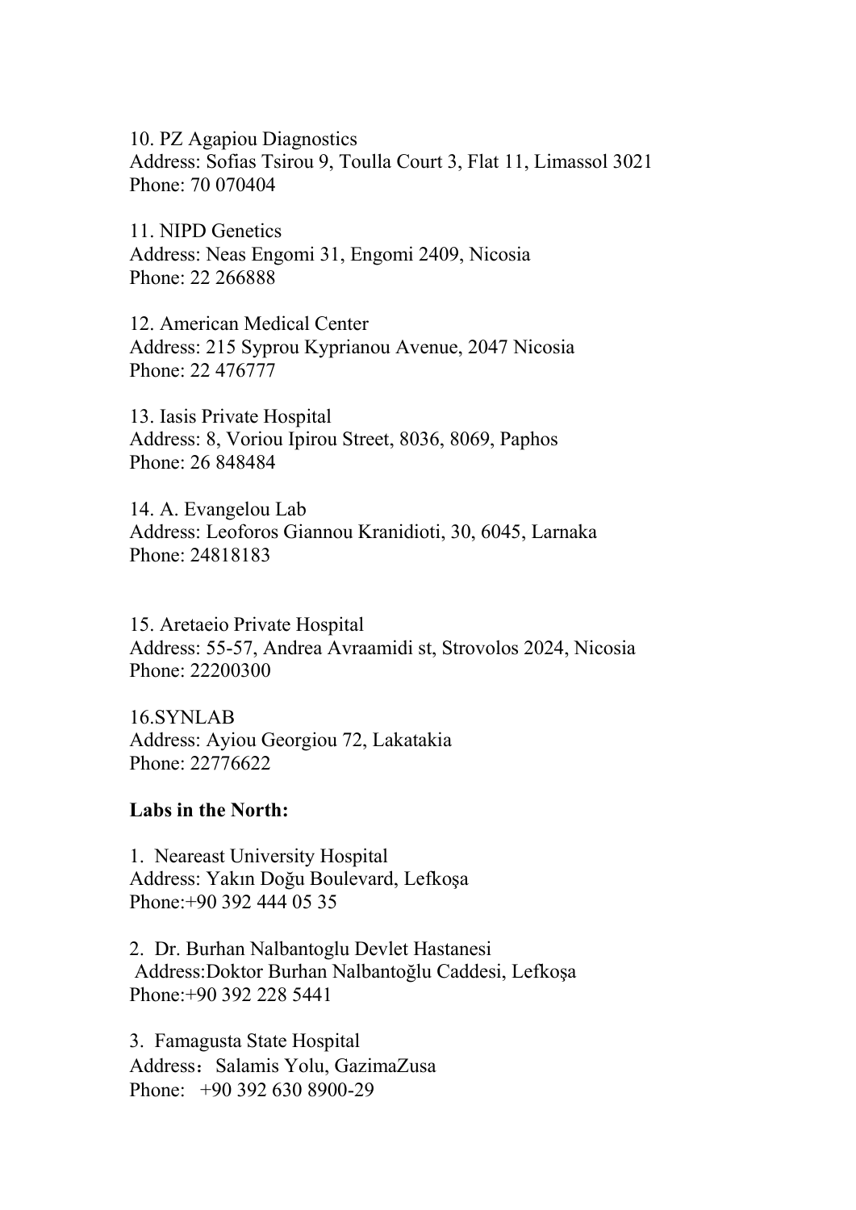10. PZ Agapiou Diagnostics
Address: Sofias Tsirou 9, Toulla Court 3, Flat 11, Limassol 3021
Phone: 70 070404

11. NIPD Genetics
Address: Neas Engomi 31, Engomi 2409, Nicosia
Phone: 22 266888

12. American Medical Center
Address: 215 Syprou Kyprianou Avenue, 2047 Nicosia
Phone: 22 476777

13. Iasis Private Hospital
Address: 8, Voriou Ipirou Street, 8036, 8069, Paphos
Phone: 26 848484

14. A. Evangelou Lab
Address: Leoforos Giannou Kranidioti, 30, 6045, Larnaka
Phone: 24818183

15. Aretaeio Private Hospital
Address: 55-57, Andrea Avraamidi st, Strovolos 2024, Nicosia
Phone: 22200300

16.SYNLAB
Address: Ayiou Georgiou 72, Lakatakia
Phone: 22776622

**Labs in the North:**

1. Neareast University Hospital
Address: Yakın Doğu Boulevard, Lefkoşa
Phone:+90 392 444 05 35

2. Dr. Burhan Nalbantoglu Devlet Hastanesi
Address:Doktor Burhan Nalbantoğlu Caddesi, Lefkoşa
Phone:+90 392 228 5441

3. Famagusta State Hospital
Address：Salamis Yolu, GazimaZusa
Phone: +90 392 630 8900-29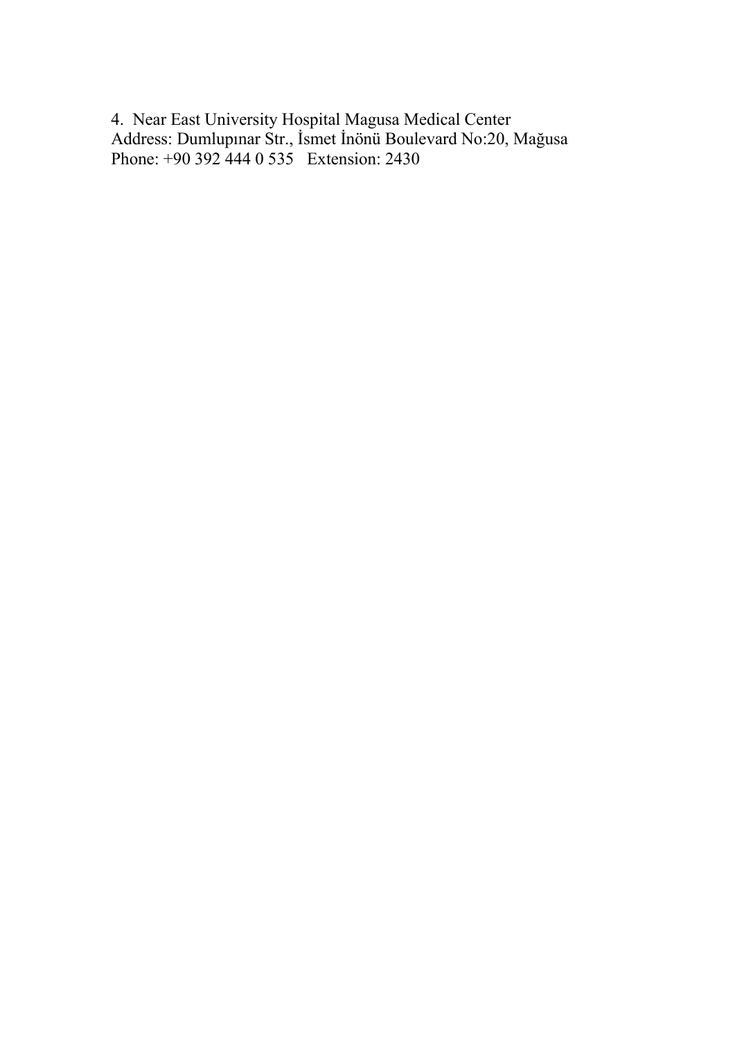4. Near East University Hospital Magusa Medical Center
Address: Dumlupınar Str., İsmet İnönü Boulevard No:20, Mağusa
Phone: +90 392 444 0 535   Extension: 2430